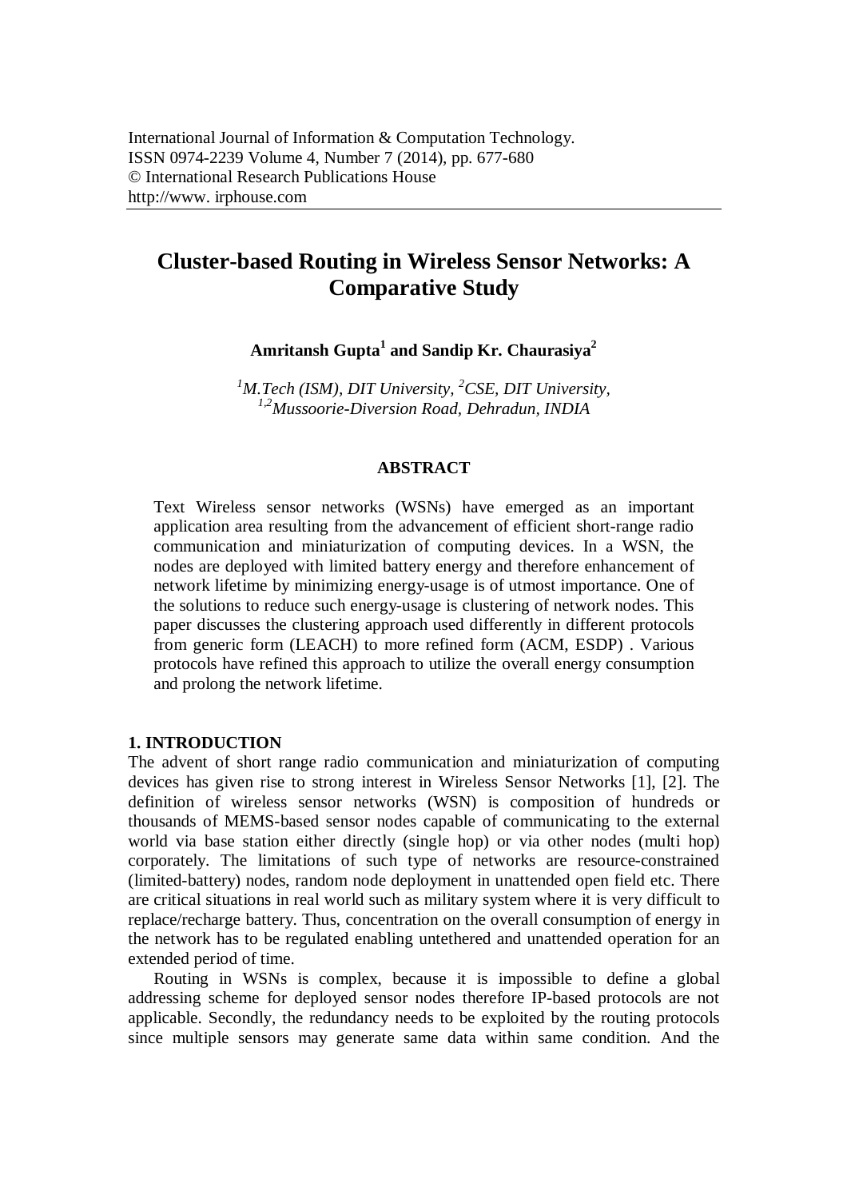International Journal of Information & Computation Technology.
ISSN 0974-2239 Volume 4, Number 7 (2014), pp. 677-680
© International Research Publications House
http://www. irphouse.com

# Cluster-based Routing in Wireless Sensor Networks: A Comparative Study

**Amritansh Gupta[1] and Sandip Kr. Chaurasiya[2]**

*[1]M.Tech (ISM), DIT University, [2]CSE, DIT University,*
*[1,2]Mussoorie-Diversion Road, Dehradun, INDIA*

## ABSTRACT

Text Wireless sensor networks (WSNs) have emerged as an important application area resulting from the advancement of efficient short-range radio communication and miniaturization of computing devices. In a WSN, the nodes are deployed with limited battery energy and therefore enhancement of network lifetime by minimizing energy-usage is of utmost importance. One of the solutions to reduce such energy-usage is clustering of network nodes. This paper discusses the clustering approach used differently in different protocols from generic form (LEACH) to more refined form (ACM, ESDP) . Various protocols have refined this approach to utilize the overall energy consumption and prolong the network lifetime.

## 1. INTRODUCTION

The advent of short range radio communication and miniaturization of computing devices has given rise to strong interest in Wireless Sensor Networks [1], [2]. The definition of wireless sensor networks (WSN) is composition of hundreds or thousands of MEMS-based sensor nodes capable of communicating to the external world via base station either directly (single hop) or via other nodes (multi hop) corporately. The limitations of such type of networks are resource-constrained (limited-battery) nodes, random node deployment in unattended open field etc. There are critical situations in real world such as military system where it is very difficult to replace/recharge battery. Thus, concentration on the overall consumption of energy in the network has to be regulated enabling untethered and unattended operation for an extended period of time.

Routing in WSNs is complex, because it is impossible to define a global addressing scheme for deployed sensor nodes therefore IP-based protocols are not applicable. Secondly, the redundancy needs to be exploited by the routing protocols since multiple sensors may generate same data within same condition. And the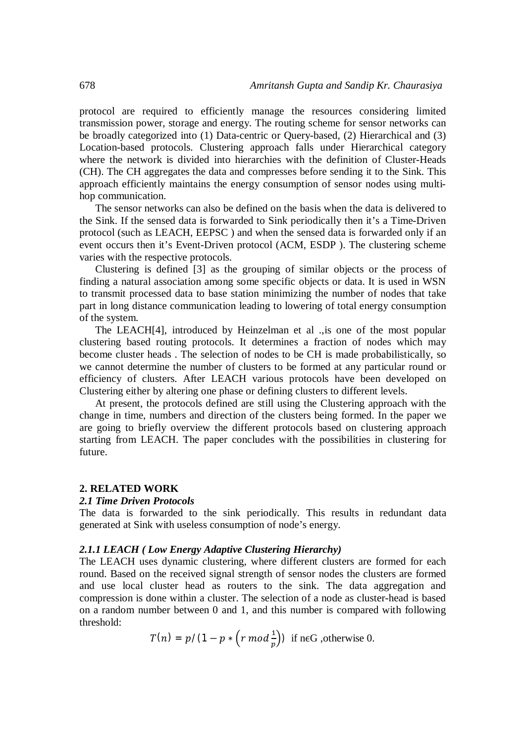protocol are required to efficiently manage the resources considering limited transmission power, storage and energy. The routing scheme for sensor networks can be broadly categorized into (1) Data-centric or Query-based, (2) Hierarchical and (3) Location-based protocols. Clustering approach falls under Hierarchical category where the network is divided into hierarchies with the definition of Cluster-Heads (CH). The CH aggregates the data and compresses before sending it to the Sink. This approach efficiently maintains the energy consumption of sensor nodes using multi-hop communication.

The sensor networks can also be defined on the basis when the data is delivered to the Sink. If the sensed data is forwarded to Sink periodically then it's a Time-Driven protocol (such as LEACH, EEPSC ) and when the sensed data is forwarded only if an event occurs then it's Event-Driven protocol (ACM, ESDP ). The clustering scheme varies with the respective protocols.

Clustering is defined [3] as the grouping of similar objects or the process of finding a natural association among some specific objects or data. It is used in WSN to transmit processed data to base station minimizing the number of nodes that take part in long distance communication leading to lowering of total energy consumption of the system.

The LEACH[4], introduced by Heinzelman et al .,is one of the most popular clustering based routing protocols. It determines a fraction of nodes which may become cluster heads . The selection of nodes to be CH is made probabilistically, so we cannot determine the number of clusters to be formed at any particular round or efficiency of clusters. After LEACH various protocols have been developed on Clustering either by altering one phase or defining clusters to different levels.

At present, the protocols defined are still using the Clustering approach with the change in time, numbers and direction of the clusters being formed. In the paper we are going to briefly overview the different protocols based on clustering approach starting from LEACH. The paper concludes with the possibilities in clustering for future.

## 2. RELATED WORK

### *2.1 Time Driven Protocols*

The data is forwarded to the sink periodically. This results in redundant data generated at Sink with useless consumption of node's energy.

#### *2.1.1 LEACH ( Low Energy Adaptive Clustering Hierarchy)*

The LEACH uses dynamic clustering, where different clusters are formed for each round. Based on the received signal strength of sensor nodes the clusters are formed and use local cluster head as routers to the sink. The data aggregation and compression is done within a cluster. The selection of a node as cluster-head is based on a random number between 0 and 1, and this number is compared with following threshold:

$$T(n) = p/\left(1 - p * \left(r \bmod \frac{1}{p}\right)\right) \text{ if } n \in G \text{ ,otherwise } 0.$$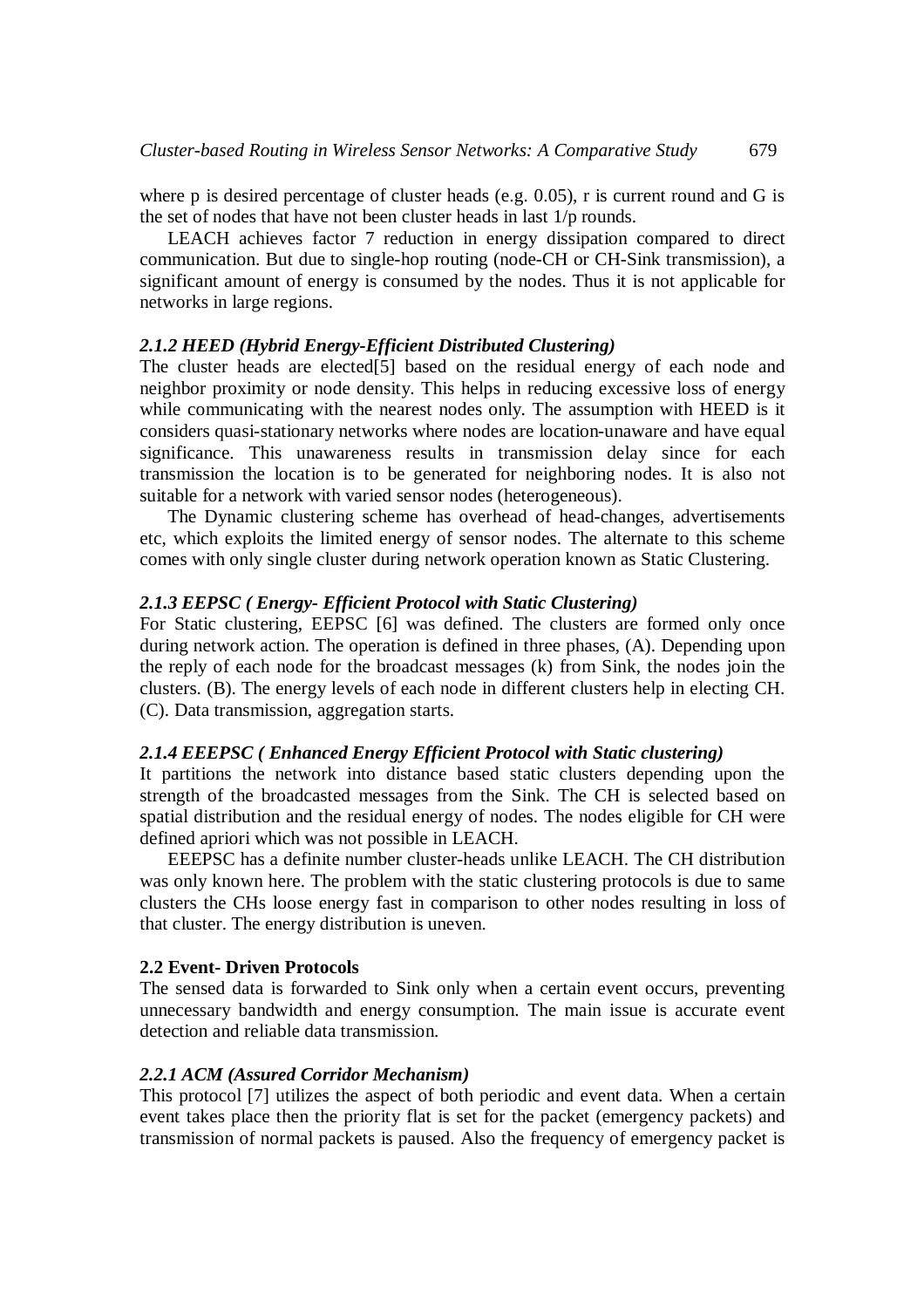where p is desired percentage of cluster heads (e.g. 0.05), r is current round and G is the set of nodes that have not been cluster heads in last 1/p rounds.

LEACH achieves factor 7 reduction in energy dissipation compared to direct communication. But due to single-hop routing (node-CH or CH-Sink transmission), a significant amount of energy is consumed by the nodes. Thus it is not applicable for networks in large regions.

#### *2.1.2 HEED (Hybrid Energy-Efficient Distributed Clustering)*

The cluster heads are elected[5] based on the residual energy of each node and neighbor proximity or node density. This helps in reducing excessive loss of energy while communicating with the nearest nodes only. The assumption with HEED is it considers quasi-stationary networks where nodes are location-unaware and have equal significance. This unawareness results in transmission delay since for each transmission the location is to be generated for neighboring nodes. It is also not suitable for a network with varied sensor nodes (heterogeneous).

The Dynamic clustering scheme has overhead of head-changes, advertisements etc, which exploits the limited energy of sensor nodes. The alternate to this scheme comes with only single cluster during network operation known as Static Clustering.

#### *2.1.3 EEPSC ( Energy- Efficient Protocol with Static Clustering)*

For Static clustering, EEPSC [6] was defined. The clusters are formed only once during network action. The operation is defined in three phases, (A). Depending upon the reply of each node for the broadcast messages (k) from Sink, the nodes join the clusters. (B). The energy levels of each node in different clusters help in electing CH. (C). Data transmission, aggregation starts.

#### *2.1.4 EEEPSC ( Enhanced Energy Efficient Protocol with Static clustering)*

It partitions the network into distance based static clusters depending upon the strength of the broadcasted messages from the Sink. The CH is selected based on spatial distribution and the residual energy of nodes. The nodes eligible for CH were defined apriori which was not possible in LEACH.

EEEPSC has a definite number cluster-heads unlike LEACH. The CH distribution was only known here. The problem with the static clustering protocols is due to same clusters the CHs loose energy fast in comparison to other nodes resulting in loss of that cluster. The energy distribution is uneven.

### 2.2 Event- Driven Protocols

The sensed data is forwarded to Sink only when a certain event occurs, preventing unnecessary bandwidth and energy consumption. The main issue is accurate event detection and reliable data transmission.

#### *2.2.1 ACM (Assured Corridor Mechanism)*

This protocol [7] utilizes the aspect of both periodic and event data. When a certain event takes place then the priority flat is set for the packet (emergency packets) and transmission of normal packets is paused. Also the frequency of emergency packet is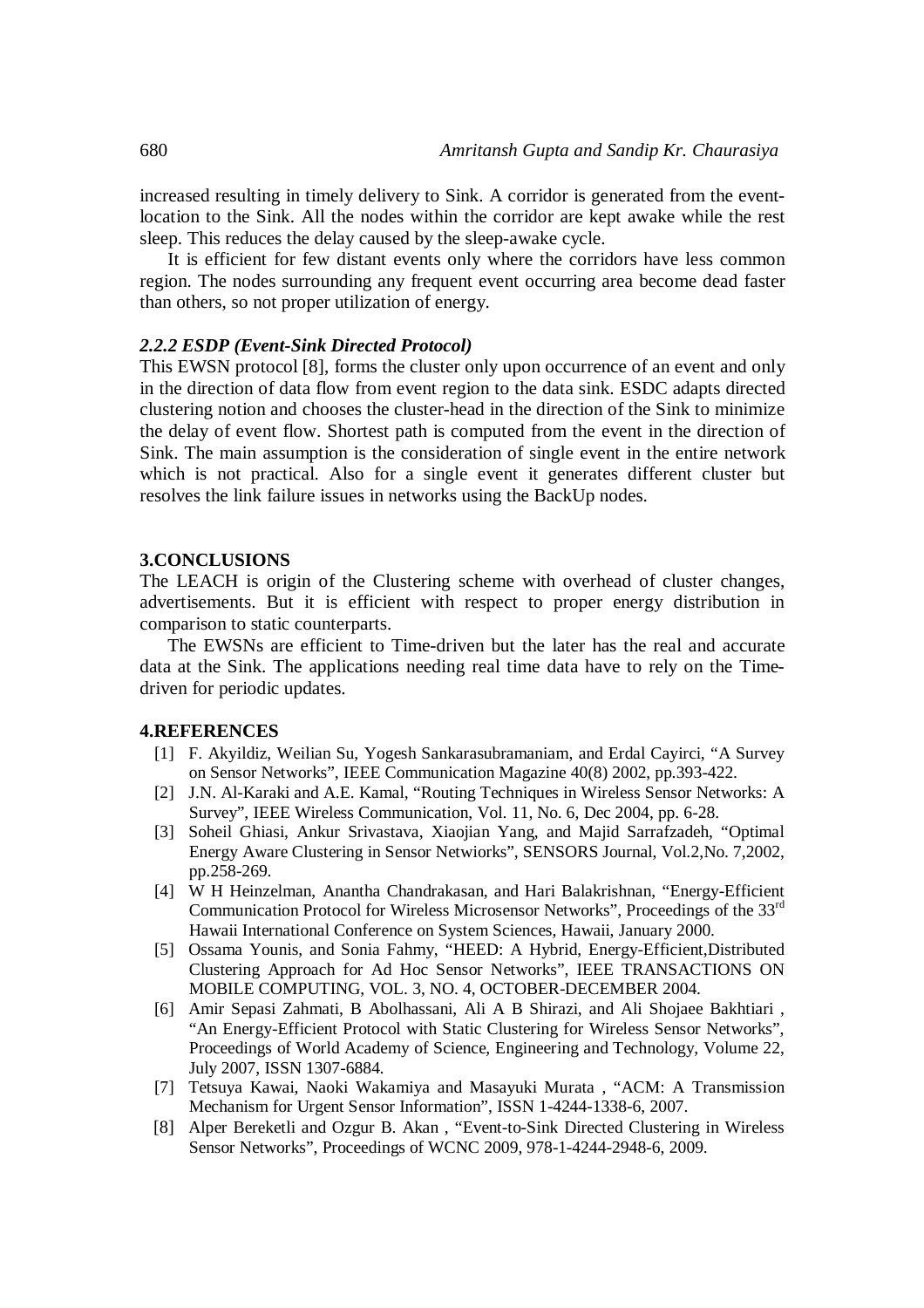increased resulting in timely delivery to Sink. A corridor is generated from the event-location to the Sink. All the nodes within the corridor are kept awake while the rest sleep. This reduces the delay caused by the sleep-awake cycle.

It is efficient for few distant events only where the corridors have less common region. The nodes surrounding any frequent event occurring area become dead faster than others, so not proper utilization of energy.

#### *2.2.2 ESDP (Event-Sink Directed Protocol)*

This EWSN protocol [8], forms the cluster only upon occurrence of an event and only in the direction of data flow from event region to the data sink. ESDC adapts directed clustering notion and chooses the cluster-head in the direction of the Sink to minimize the delay of event flow. Shortest path is computed from the event in the direction of Sink. The main assumption is the consideration of single event in the entire network which is not practical. Also for a single event it generates different cluster but resolves the link failure issues in networks using the BackUp nodes.

## 3.CONCLUSIONS

The LEACH is origin of the Clustering scheme with overhead of cluster changes, advertisements. But it is efficient with respect to proper energy distribution in comparison to static counterparts.

The EWSNs are efficient to Time-driven but the later has the real and accurate data at the Sink. The applications needing real time data have to rely on the Time-driven for periodic updates.

## 4.REFERENCES

[1] F. Akyildiz, Weilian Su, Yogesh Sankarasubramaniam, and Erdal Cayirci, "A Survey on Sensor Networks", IEEE Communication Magazine 40(8) 2002, pp.393-422.

[2] J.N. Al-Karaki and A.E. Kamal, "Routing Techniques in Wireless Sensor Networks: A Survey", IEEE Wireless Communication, Vol. 11, No. 6, Dec 2004, pp. 6-28.

[3] Soheil Ghiasi, Ankur Srivastava, Xiaojian Yang, and Majid Sarrafzadeh, "Optimal Energy Aware Clustering in Sensor Netwiorks", SENSORS Journal, Vol.2,No. 7,2002, pp.258-269.

[4] W H Heinzelman, Anantha Chandrakasan, and Hari Balakrishnan, "Energy-Efficient Communication Protocol for Wireless Microsensor Networks", Proceedings of the 33rd Hawaii International Conference on System Sciences, Hawaii, January 2000.

[5] Ossama Younis, and Sonia Fahmy, "HEED: A Hybrid, Energy-Efficient,Distributed Clustering Approach for Ad Hoc Sensor Networks", IEEE TRANSACTIONS ON MOBILE COMPUTING, VOL. 3, NO. 4, OCTOBER-DECEMBER 2004.

[6] Amir Sepasi Zahmati, B Abolhassani, Ali A B Shirazi, and Ali Shojaee Bakhtiari , "An Energy-Efficient Protocol with Static Clustering for Wireless Sensor Networks", Proceedings of World Academy of Science, Engineering and Technology, Volume 22, July 2007, ISSN 1307-6884.

[7] Tetsuya Kawai, Naoki Wakamiya and Masayuki Murata , "ACM: A Transmission Mechanism for Urgent Sensor Information", ISSN 1-4244-1338-6, 2007.

[8] Alper Bereketli and Ozgur B. Akan , "Event-to-Sink Directed Clustering in Wireless Sensor Networks", Proceedings of WCNC 2009, 978-1-4244-2948-6, 2009.